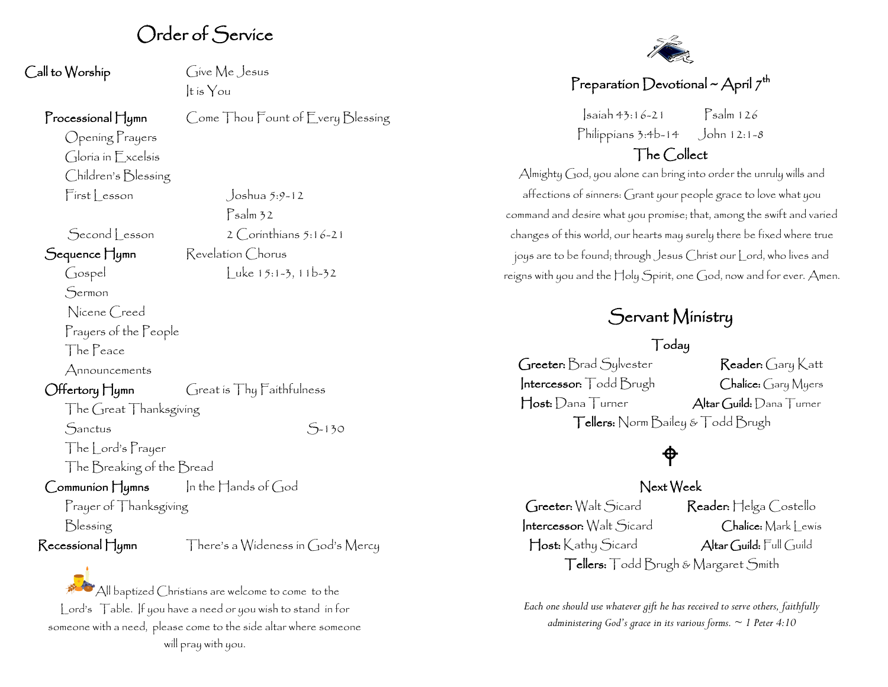# Order of Service

**Call to Worship** — Give Me Jesus
It is You

**Processional Hymn** — Come Thou Fount of Every Blessing

Opening Prayers

Gloria in Excelsis

Children's Blessing

First Lesson — Joshua 5:9-12
Psalm 32

Second Lesson — 2 Corinthians 5:16-21

**Sequence Hymn** — Revelation Chorus

Gospel — Luke 15:1-3, 11b-32

Sermon

Nicene Creed

Prayers of the People

The Peace

Announcements

**Offertory Hymn** — Great is Thy Faithfulness

The Great Thanksgiving

Sanctus — S-130

The Lord's Prayer

The Breaking of the Bread

**Communion Hymns** — In the Hands of God

Prayer of Thanksgiving

Blessing

**Recessional Hymn** — There's a Wideness in God's Mercy

All baptized Christians are welcome to come to the Lord's Table. If you have a need or you wish to stand in for someone with a need, please come to the side altar where someone will pray with you.

## Preparation Devotional ~ April 7th

Isaiah 43:16-21 — Psalm 126
Philippians 3:4b-14 — John 12:1-8

### The Collect

Almighty God, you alone can bring into order the unruly wills and affections of sinners: Grant your people grace to love what you command and desire what you promise; that, among the swift and varied changes of this world, our hearts may surely there be fixed where true joys are to be found; through Jesus Christ our Lord, who lives and reigns with you and the Holy Spirit, one God, now and for ever. Amen.

## Servant Ministry

### Today

**Greeter:** Brad Sylvester — **Reader:** Gary Katt
**Intercessor:** Todd Brugh — **Chalice:** Gary Myers
**Host:** Dana Turner — **Altar Guild:** Dana Turner
**Tellers:** Norm Bailey & Todd Brugh

### Next Week

**Greeter:** Walt Sicard — **Reader:** Helga Costello
**Intercessor:** Walt Sicard — **Chalice:** Mark Lewis
**Host:** Kathy Sicard — **Altar Guild:** Full Guild
**Tellers:** Todd Brugh & Margaret Smith

*Each one should use whatever gift he has received to serve others, faithfully administering God's grace in its various forms. ~ 1 Peter 4:10*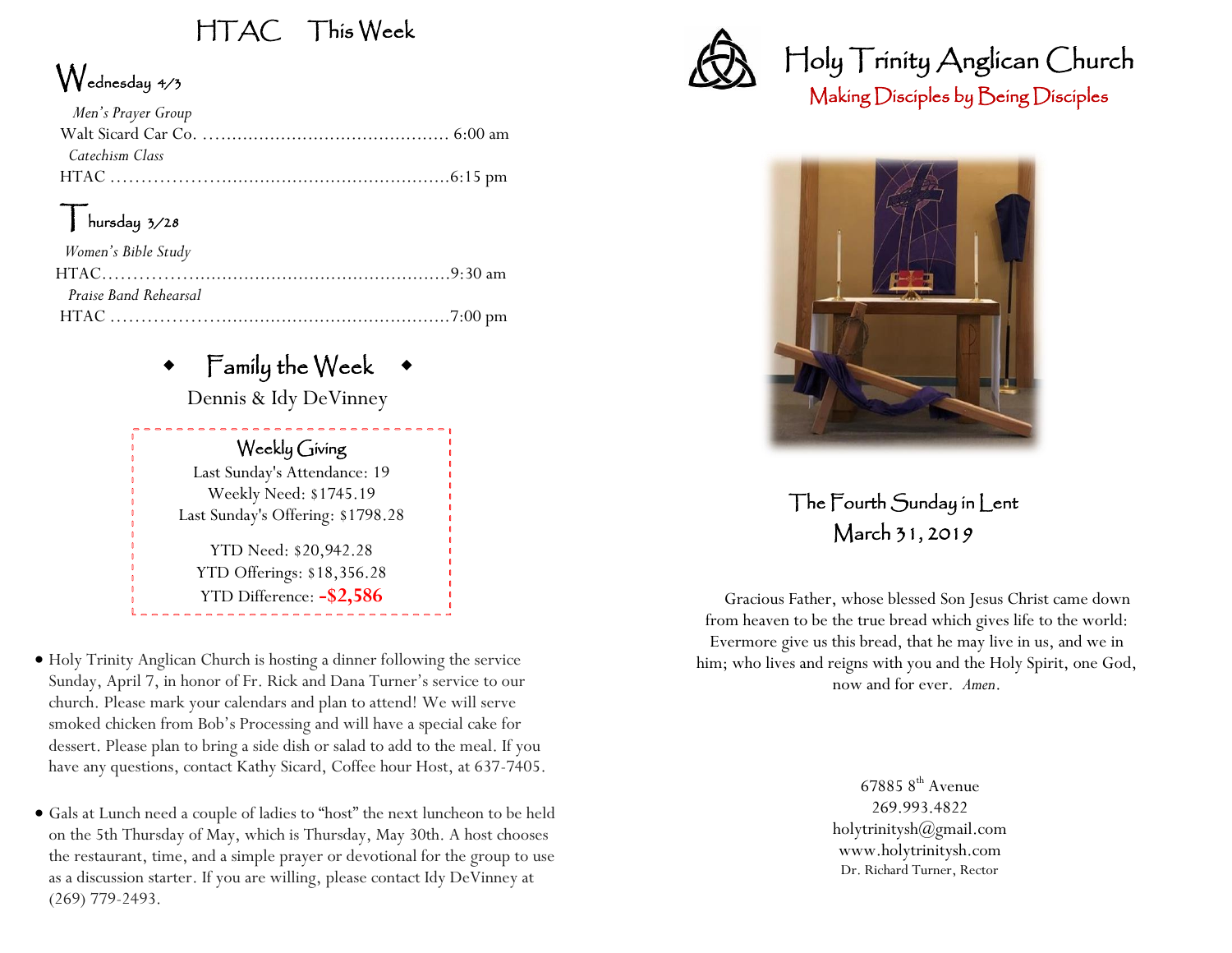# HTAC This Week

## Wednesday 4/3

*Men's Prayer Group*
Walt Sicard Car Co. ............................................ 6:00 am

*Catechism Class*
HTAC ........................................................... 6:15 pm

## Thursday 3/28

*Women's Bible Study*
HTAC............................................................ 9:30 am

*Praise Band Rehearsal*
HTAC ........................................................... 7:00 pm

## ◆ Family the Week ◆

Dennis & Idy DeVinney

### Weekly Giving

Last Sunday's Attendance: 19
Weekly Need: $1745.19
Last Sunday's Offering: $1798.28

YTD Need: $20,942.28
YTD Offerings: $18,356.28
YTD Difference: **-$2,586**

- Holy Trinity Anglican Church is hosting a dinner following the service Sunday, April 7, in honor of Fr. Rick and Dana Turner's service to our church. Please mark your calendars and plan to attend! We will serve smoked chicken from Bob's Processing and will have a special cake for dessert. Please plan to bring a side dish or salad to add to the meal. If you have any questions, contact Kathy Sicard, Coffee hour Host, at 637-7405.

- Gals at Lunch need a couple of ladies to "host" the next luncheon to be held on the 5th Thursday of May, which is Thursday, May 30th. A host chooses the restaurant, time, and a simple prayer or devotional for the group to use as a discussion starter. If you are willing, please contact Idy DeVinney at (269) 779-2493.

# Holy Trinity Anglican Church

Making Disciples by Being Disciples

## The Fourth Sunday in Lent
## March 31, 2019

Gracious Father, whose blessed Son Jesus Christ came down from heaven to be the true bread which gives life to the world: Evermore give us this bread, that he may live in us, and we in him; who lives and reigns with you and the Holy Spirit, one God, now and for ever. *Amen*.

67885 8th Avenue
269.993.4822
holytrinitysh@gmail.com
www.holytrinitysh.com
Dr. Richard Turner, Rector